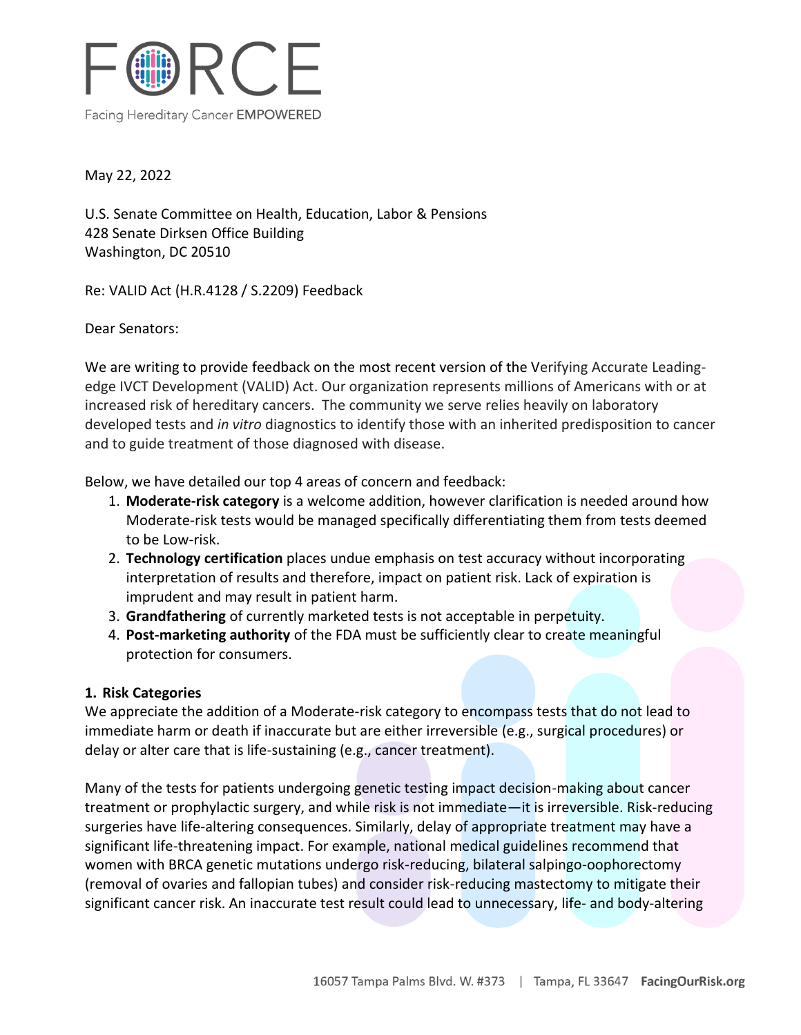# FORCE

Facing Hereditary Cancer **EMPOWERED**

May 22, 2022

U.S. Senate Committee on Health, Education, Labor & Pensions
428 Senate Dirksen Office Building
Washington, DC 20510

Re: VALID Act (H.R.4128 / S.2209) Feedback

Dear Senators:

We are writing to provide feedback on the most recent version of the Verifying Accurate Leading-edge IVCT Development (VALID) Act. Our organization represents millions of Americans with or at increased risk of hereditary cancers. The community we serve relies heavily on laboratory developed tests and *in vitro* diagnostics to identify those with an inherited predisposition to cancer and to guide treatment of those diagnosed with disease.

Below, we have detailed our top 4 areas of concern and feedback:

1. **Moderate-risk category** is a welcome addition, however clarification is needed around how Moderate-risk tests would be managed specifically differentiating them from tests deemed to be Low-risk.
2. **Technology certification** places undue emphasis on test accuracy without incorporating interpretation of results and therefore, impact on patient risk. Lack of expiration is imprudent and may result in patient harm.
3. **Grandfathering** of currently marketed tests is not acceptable in perpetuity.
4. **Post-marketing authority** of the FDA must be sufficiently clear to create meaningful protection for consumers.

**1. Risk Categories**

We appreciate the addition of a Moderate-risk category to encompass tests that do not lead to immediate harm or death if inaccurate but are either irreversible (e.g., surgical procedures) or delay or alter care that is life-sustaining (e.g., cancer treatment).

Many of the tests for patients undergoing genetic testing impact decision-making about cancer treatment or prophylactic surgery, and while risk is not immediate—it is irreversible. Risk-reducing surgeries have life-altering consequences. Similarly, delay of appropriate treatment may have a significant life-threatening impact. For example, national medical guidelines recommend that women with BRCA genetic mutations undergo risk-reducing, bilateral salpingo-oophorectomy (removal of ovaries and fallopian tubes) and consider risk-reducing mastectomy to mitigate their significant cancer risk. An inaccurate test result could lead to unnecessary, life- and body-altering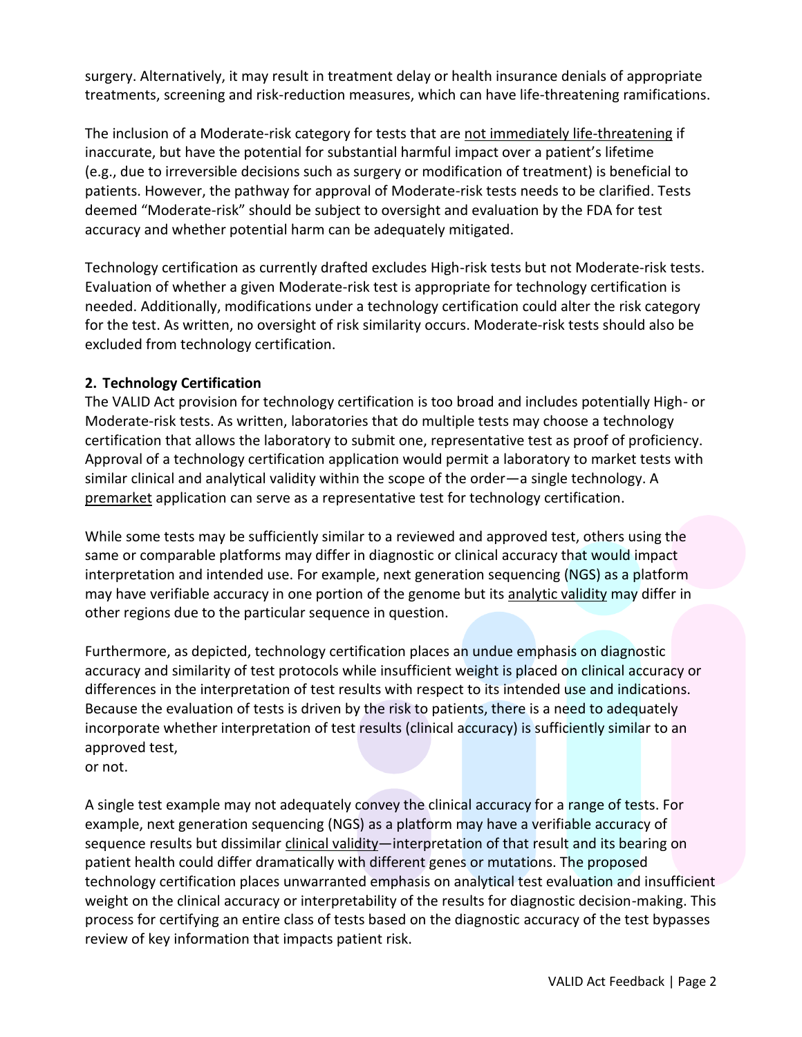surgery. Alternatively, it may result in treatment delay or health insurance denials of appropriate treatments, screening and risk-reduction measures, which can have life-threatening ramifications.

The inclusion of a Moderate-risk category for tests that are not immediately life-threatening if inaccurate, but have the potential for substantial harmful impact over a patient's lifetime (e.g., due to irreversible decisions such as surgery or modification of treatment) is beneficial to patients. However, the pathway for approval of Moderate-risk tests needs to be clarified. Tests deemed "Moderate-risk" should be subject to oversight and evaluation by the FDA for test accuracy and whether potential harm can be adequately mitigated.

Technology certification as currently drafted excludes High-risk tests but not Moderate-risk tests. Evaluation of whether a given Moderate-risk test is appropriate for technology certification is needed. Additionally, modifications under a technology certification could alter the risk category for the test. As written, no oversight of risk similarity occurs. Moderate-risk tests should also be excluded from technology certification.

**2. Technology Certification**

The VALID Act provision for technology certification is too broad and includes potentially High- or Moderate-risk tests. As written, laboratories that do multiple tests may choose a technology certification that allows the laboratory to submit one, representative test as proof of proficiency. Approval of a technology certification application would permit a laboratory to market tests with similar clinical and analytical validity within the scope of the order—a single technology. A premarket application can serve as a representative test for technology certification.

While some tests may be sufficiently similar to a reviewed and approved test, others using the same or comparable platforms may differ in diagnostic or clinical accuracy that would impact interpretation and intended use. For example, next generation sequencing (NGS) as a platform may have verifiable accuracy in one portion of the genome but its analytic validity may differ in other regions due to the particular sequence in question.

Furthermore, as depicted, technology certification places an undue emphasis on diagnostic accuracy and similarity of test protocols while insufficient weight is placed on clinical accuracy or differences in the interpretation of test results with respect to its intended use and indications. Because the evaluation of tests is driven by the risk to patients, there is a need to adequately incorporate whether interpretation of test results (clinical accuracy) is sufficiently similar to an approved test, or not.

A single test example may not adequately convey the clinical accuracy for a range of tests. For example, next generation sequencing (NGS) as a platform may have a verifiable accuracy of sequence results but dissimilar clinical validity—interpretation of that result and its bearing on patient health could differ dramatically with different genes or mutations. The proposed technology certification places unwarranted emphasis on analytical test evaluation and insufficient weight on the clinical accuracy or interpretability of the results for diagnostic decision-making. This process for certifying an entire class of tests based on the diagnostic accuracy of the test bypasses review of key information that impacts patient risk.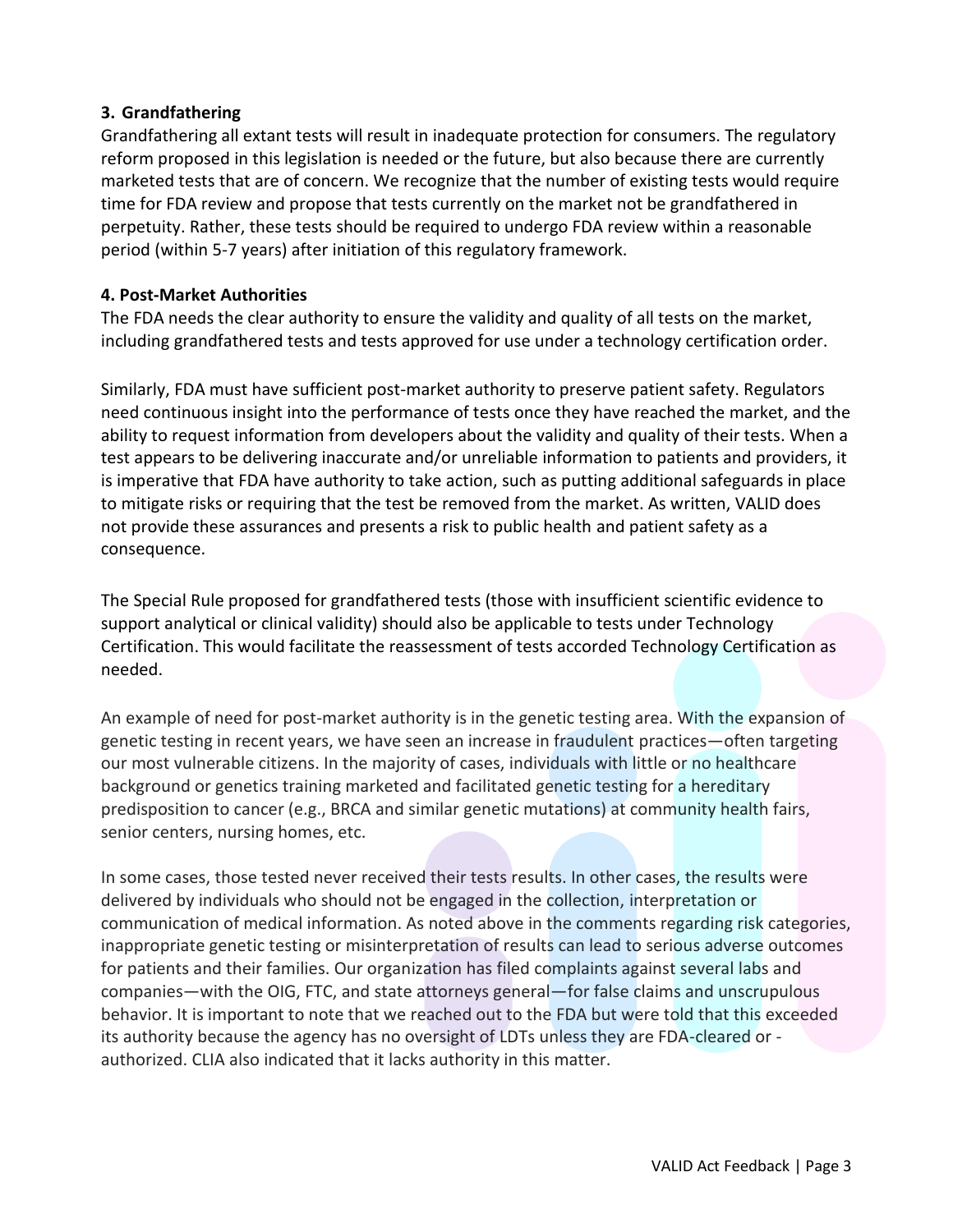### 3. Grandfathering

Grandfathering all extant tests will result in inadequate protection for consumers. The regulatory reform proposed in this legislation is needed or the future, but also because there are currently marketed tests that are of concern. We recognize that the number of existing tests would require time for FDA review and propose that tests currently on the market not be grandfathered in perpetuity. Rather, these tests should be required to undergo FDA review within a reasonable period (within 5-7 years) after initiation of this regulatory framework.

### 4. Post-Market Authorities

The FDA needs the clear authority to ensure the validity and quality of all tests on the market, including grandfathered tests and tests approved for use under a technology certification order.

Similarly, FDA must have sufficient post-market authority to preserve patient safety. Regulators need continuous insight into the performance of tests once they have reached the market, and the ability to request information from developers about the validity and quality of their tests. When a test appears to be delivering inaccurate and/or unreliable information to patients and providers, it is imperative that FDA have authority to take action, such as putting additional safeguards in place to mitigate risks or requiring that the test be removed from the market. As written, VALID does not provide these assurances and presents a risk to public health and patient safety as a consequence.

The Special Rule proposed for grandfathered tests (those with insufficient scientific evidence to support analytical or clinical validity) should also be applicable to tests under Technology Certification. This would facilitate the reassessment of tests accorded Technology Certification as needed.

An example of need for post-market authority is in the genetic testing area. With the expansion of genetic testing in recent years, we have seen an increase in fraudulent practices—often targeting our most vulnerable citizens. In the majority of cases, individuals with little or no healthcare background or genetics training marketed and facilitated genetic testing for a hereditary predisposition to cancer (e.g., BRCA and similar genetic mutations) at community health fairs, senior centers, nursing homes, etc.

In some cases, those tested never received their tests results. In other cases, the results were delivered by individuals who should not be engaged in the collection, interpretation or communication of medical information. As noted above in the comments regarding risk categories, inappropriate genetic testing or misinterpretation of results can lead to serious adverse outcomes for patients and their families. Our organization has filed complaints against several labs and companies—with the OIG, FTC, and state attorneys general—for false claims and unscrupulous behavior. It is important to note that we reached out to the FDA but were told that this exceeded its authority because the agency has no oversight of LDTs unless they are FDA-cleared or -authorized. CLIA also indicated that it lacks authority in this matter.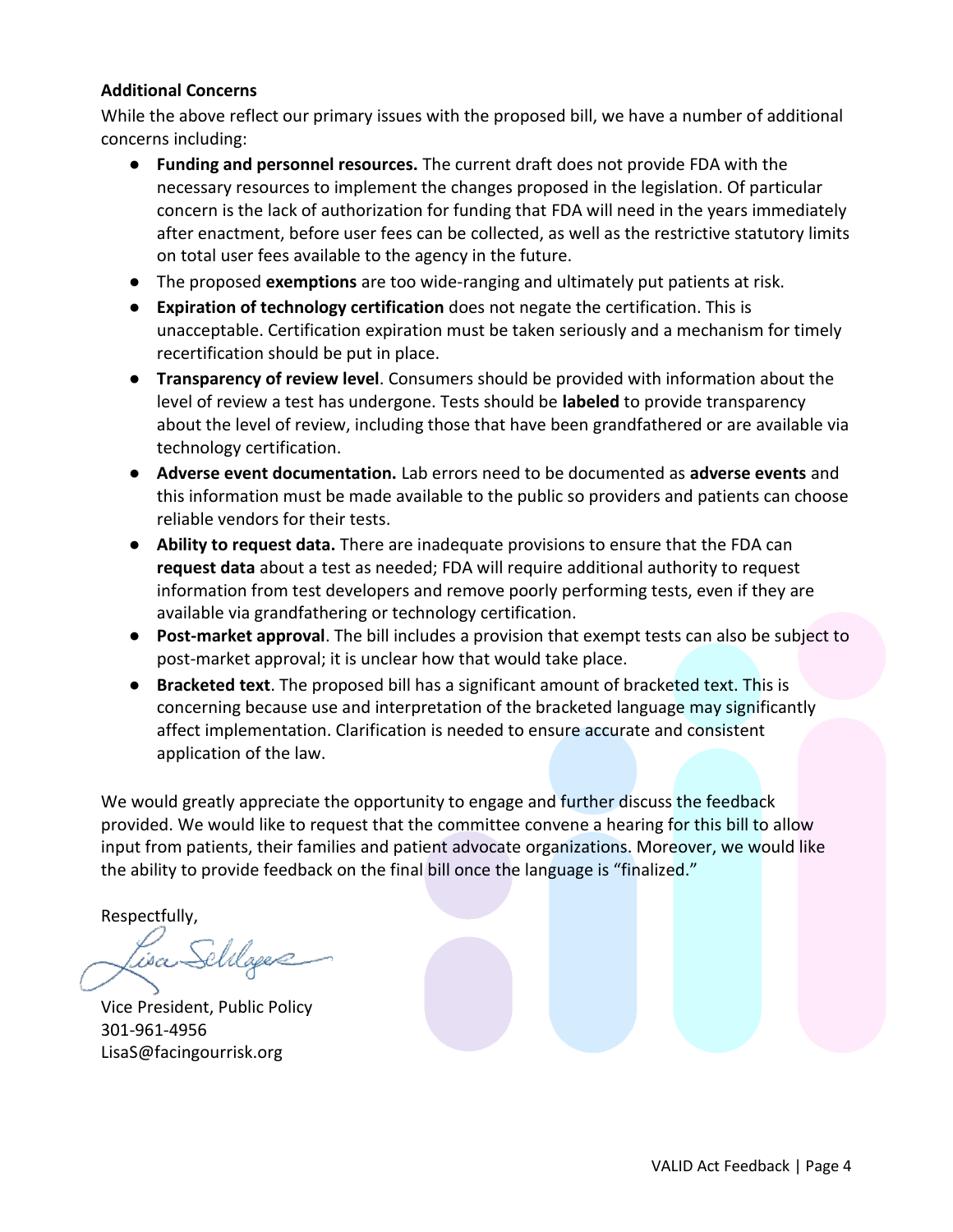**Additional Concerns**

While the above reflect our primary issues with the proposed bill, we have a number of additional concerns including:

- **Funding and personnel resources.** The current draft does not provide FDA with the necessary resources to implement the changes proposed in the legislation. Of particular concern is the lack of authorization for funding that FDA will need in the years immediately after enactment, before user fees can be collected, as well as the restrictive statutory limits on total user fees available to the agency in the future.
- The proposed **exemptions** are too wide-ranging and ultimately put patients at risk.
- **Expiration of technology certification** does not negate the certification. This is unacceptable. Certification expiration must be taken seriously and a mechanism for timely recertification should be put in place.
- **Transparency of review level**. Consumers should be provided with information about the level of review a test has undergone. Tests should be **labeled** to provide transparency about the level of review, including those that have been grandfathered or are available via technology certification.
- **Adverse event documentation.** Lab errors need to be documented as **adverse events** and this information must be made available to the public so providers and patients can choose reliable vendors for their tests.
- **Ability to request data.** There are inadequate provisions to ensure that the FDA can **request data** about a test as needed; FDA will require additional authority to request information from test developers and remove poorly performing tests, even if they are available via grandfathering or technology certification.
- **Post-market approval**. The bill includes a provision that exempt tests can also be subject to post-market approval; it is unclear how that would take place.
- **Bracketed text**. The proposed bill has a significant amount of bracketed text. This is concerning because use and interpretation of the bracketed language may significantly affect implementation. Clarification is needed to ensure accurate and consistent application of the law.

We would greatly appreciate the opportunity to engage and further discuss the feedback provided. We would like to request that the committee convene a hearing for this bill to allow input from patients, their families and patient advocate organizations. Moreover, we would like the ability to provide feedback on the final bill once the language is "finalized."

Respectfully,

Lisa Schlager

Vice President, Public Policy
301-961-4956
LisaS@facingourrisk.org